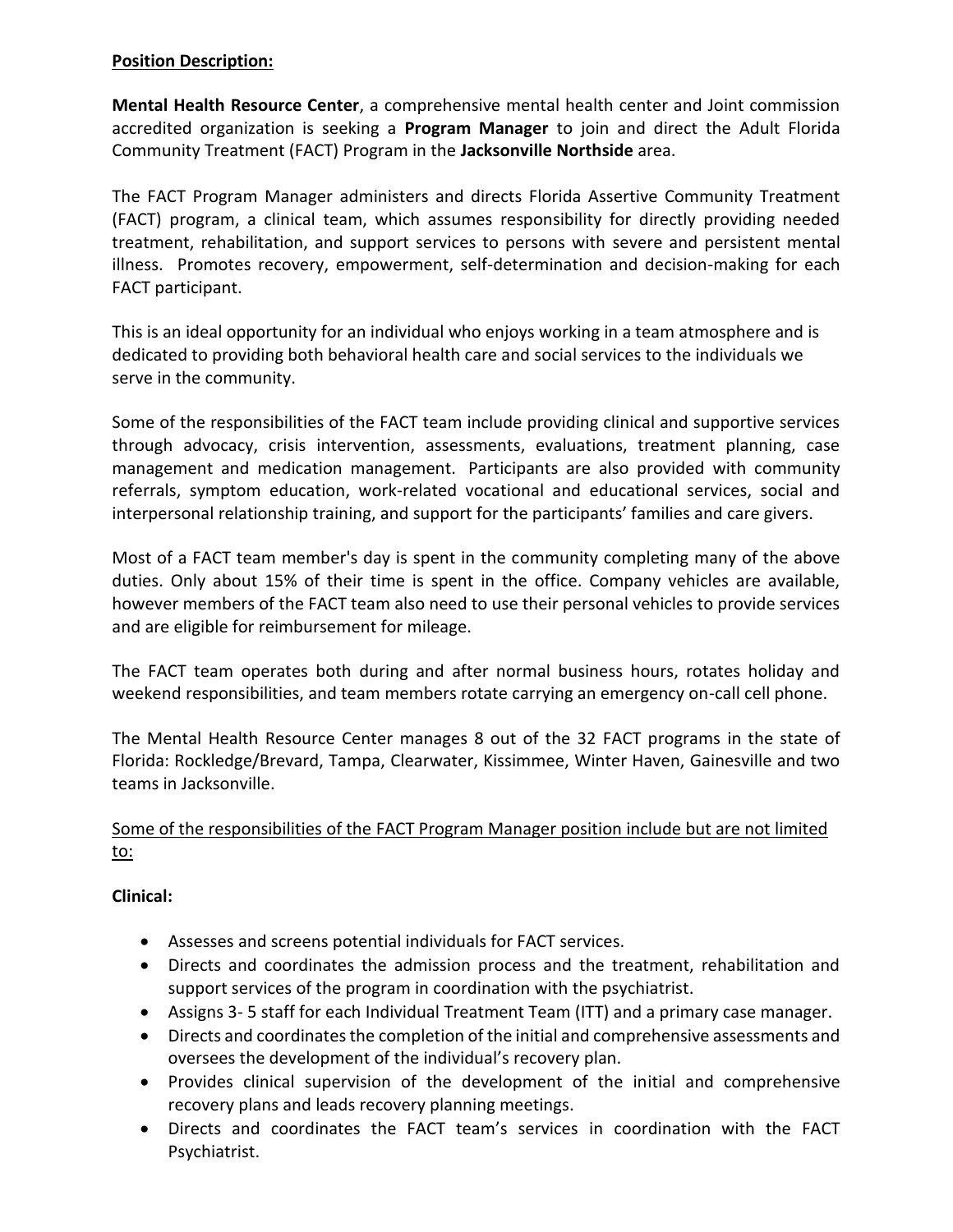**Position Description:**

**Mental Health Resource Center**, a comprehensive mental health center and Joint commission accredited organization is seeking a **Program Manager** to join and direct the Adult Florida Community Treatment (FACT) Program in the **Jacksonville Northside** area.

The FACT Program Manager administers and directs Florida Assertive Community Treatment (FACT) program, a clinical team, which assumes responsibility for directly providing needed treatment, rehabilitation, and support services to persons with severe and persistent mental illness. Promotes recovery, empowerment, self-determination and decision-making for each FACT participant.

This is an ideal opportunity for an individual who enjoys working in a team atmosphere and is dedicated to providing both behavioral health care and social services to the individuals we serve in the community.

Some of the responsibilities of the FACT team include providing clinical and supportive services through advocacy, crisis intervention, assessments, evaluations, treatment planning, case management and medication management. Participants are also provided with community referrals, symptom education, work-related vocational and educational services, social and interpersonal relationship training, and support for the participants' families and care givers.

Most of a FACT team member's day is spent in the community completing many of the above duties. Only about 15% of their time is spent in the office. Company vehicles are available, however members of the FACT team also need to use their personal vehicles to provide services and are eligible for reimbursement for mileage.

The FACT team operates both during and after normal business hours, rotates holiday and weekend responsibilities, and team members rotate carrying an emergency on-call cell phone.

The Mental Health Resource Center manages 8 out of the 32 FACT programs in the state of Florida: Rockledge/Brevard, Tampa, Clearwater, Kissimmee, Winter Haven, Gainesville and two teams in Jacksonville.

Some of the responsibilities of the FACT Program Manager position include but are not limited to:

**Clinical:**

- Assesses and screens potential individuals for FACT services.
- Directs and coordinates the admission process and the treatment, rehabilitation and support services of the program in coordination with the psychiatrist.
- Assigns 3- 5 staff for each Individual Treatment Team (ITT) and a primary case manager.
- Directs and coordinates the completion of the initial and comprehensive assessments and oversees the development of the individual's recovery plan.
- Provides clinical supervision of the development of the initial and comprehensive recovery plans and leads recovery planning meetings.
- Directs and coordinates the FACT team's services in coordination with the FACT Psychiatrist.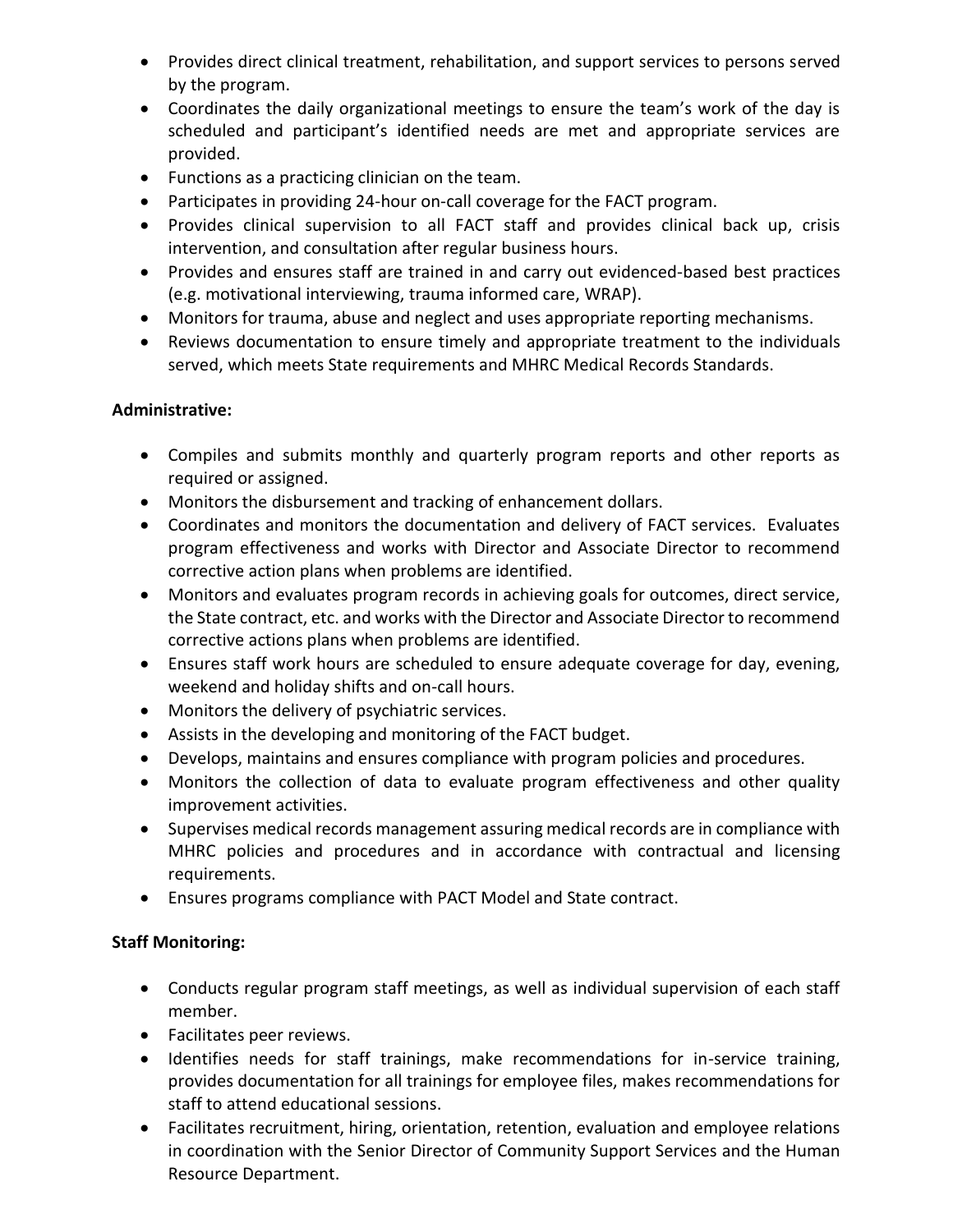- Provides direct clinical treatment, rehabilitation, and support services to persons served by the program.
- Coordinates the daily organizational meetings to ensure the team's work of the day is scheduled and participant's identified needs are met and appropriate services are provided.
- Functions as a practicing clinician on the team.
- Participates in providing 24-hour on-call coverage for the FACT program.
- Provides clinical supervision to all FACT staff and provides clinical back up, crisis intervention, and consultation after regular business hours.
- Provides and ensures staff are trained in and carry out evidenced-based best practices (e.g. motivational interviewing, trauma informed care, WRAP).
- Monitors for trauma, abuse and neglect and uses appropriate reporting mechanisms.
- Reviews documentation to ensure timely and appropriate treatment to the individuals served, which meets State requirements and MHRC Medical Records Standards.

**Administrative:**

- Compiles and submits monthly and quarterly program reports and other reports as required or assigned.
- Monitors the disbursement and tracking of enhancement dollars.
- Coordinates and monitors the documentation and delivery of FACT services. Evaluates program effectiveness and works with Director and Associate Director to recommend corrective action plans when problems are identified.
- Monitors and evaluates program records in achieving goals for outcomes, direct service, the State contract, etc. and works with the Director and Associate Director to recommend corrective actions plans when problems are identified.
- Ensures staff work hours are scheduled to ensure adequate coverage for day, evening, weekend and holiday shifts and on-call hours.
- Monitors the delivery of psychiatric services.
- Assists in the developing and monitoring of the FACT budget.
- Develops, maintains and ensures compliance with program policies and procedures.
- Monitors the collection of data to evaluate program effectiveness and other quality improvement activities.
- Supervises medical records management assuring medical records are in compliance with MHRC policies and procedures and in accordance with contractual and licensing requirements.
- Ensures programs compliance with PACT Model and State contract.

**Staff Monitoring:**

- Conducts regular program staff meetings, as well as individual supervision of each staff member.
- Facilitates peer reviews.
- Identifies needs for staff trainings, make recommendations for in-service training, provides documentation for all trainings for employee files, makes recommendations for staff to attend educational sessions.
- Facilitates recruitment, hiring, orientation, retention, evaluation and employee relations in coordination with the Senior Director of Community Support Services and the Human Resource Department.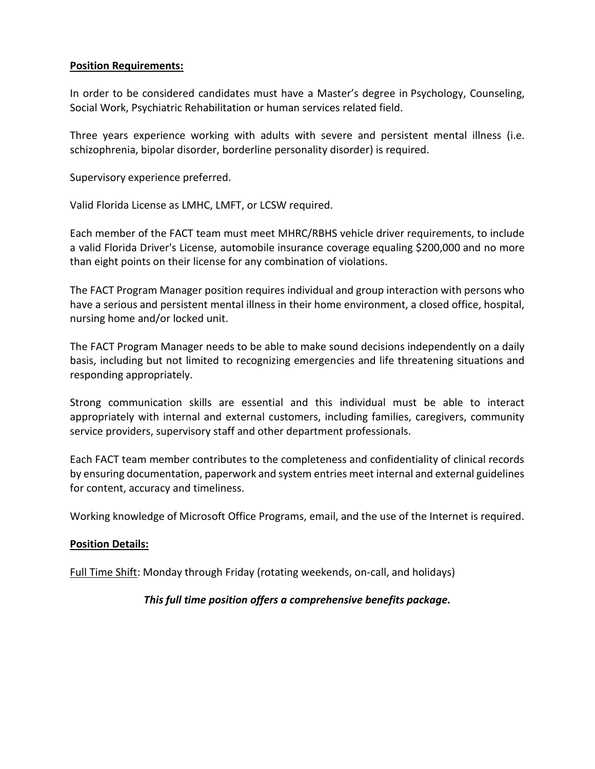**Position Requirements:**

In order to be considered candidates must have a Master's degree in Psychology, Counseling, Social Work, Psychiatric Rehabilitation or human services related field.

Three years experience working with adults with severe and persistent mental illness (i.e. schizophrenia, bipolar disorder, borderline personality disorder) is required.

Supervisory experience preferred.

Valid Florida License as LMHC, LMFT, or LCSW required.

Each member of the FACT team must meet MHRC/RBHS vehicle driver requirements, to include a valid Florida Driver's License, automobile insurance coverage equaling $200,000 and no more than eight points on their license for any combination of violations.

The FACT Program Manager position requires individual and group interaction with persons who have a serious and persistent mental illness in their home environment, a closed office, hospital, nursing home and/or locked unit.

The FACT Program Manager needs to be able to make sound decisions independently on a daily basis, including but not limited to recognizing emergencies and life threatening situations and responding appropriately.

Strong communication skills are essential and this individual must be able to interact appropriately with internal and external customers, including families, caregivers, community service providers, supervisory staff and other department professionals.

Each FACT team member contributes to the completeness and confidentiality of clinical records by ensuring documentation, paperwork and system entries meet internal and external guidelines for content, accuracy and timeliness.

Working knowledge of Microsoft Office Programs, email, and the use of the Internet is required.

**Position Details:**

<u>Full Time Shift</u>: Monday through Friday (rotating weekends, on-call, and holidays)

***This full time position offers a comprehensive benefits package.***